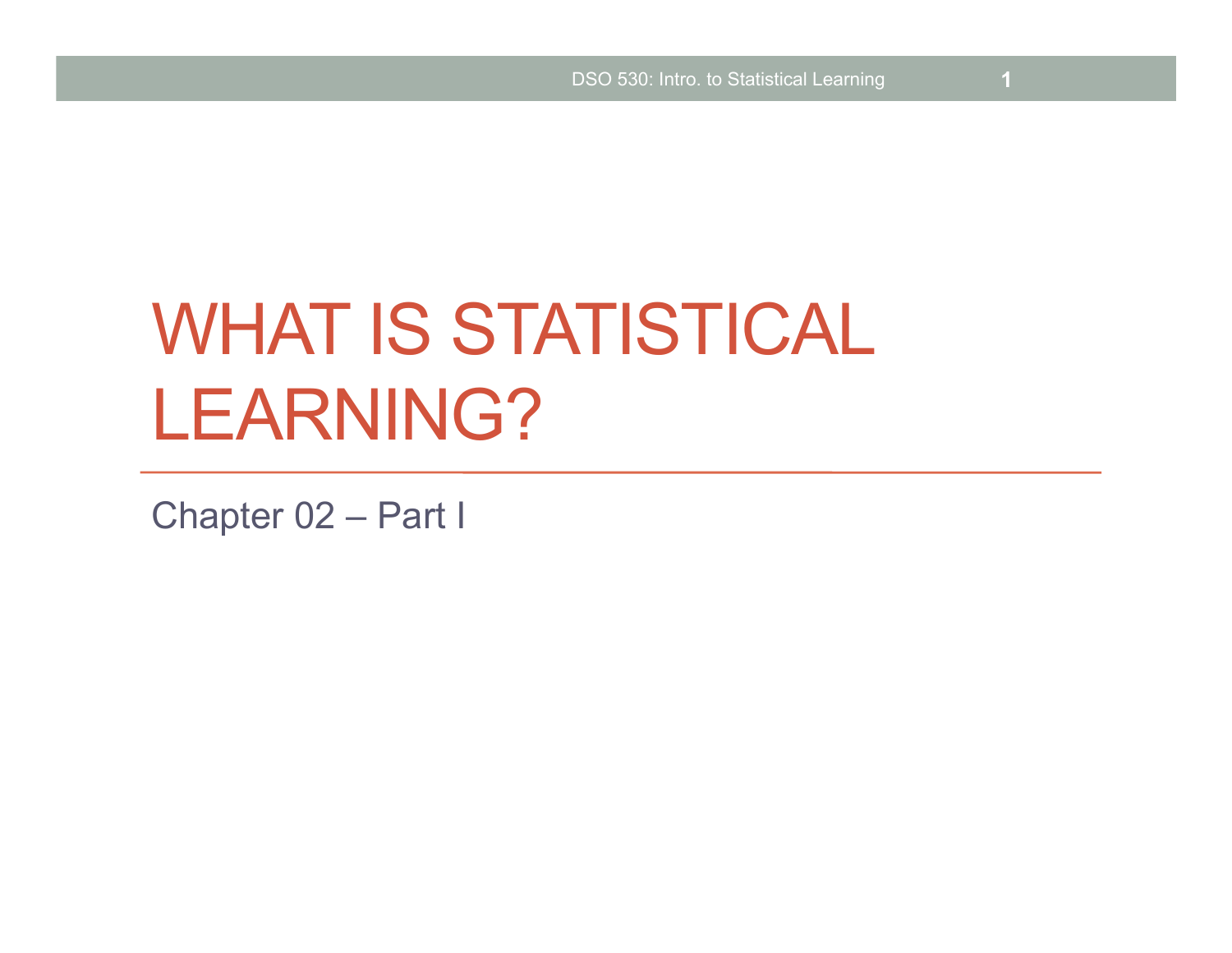# WHAT IS STATISTICAL LEARNING?

Chapter 02 – Part I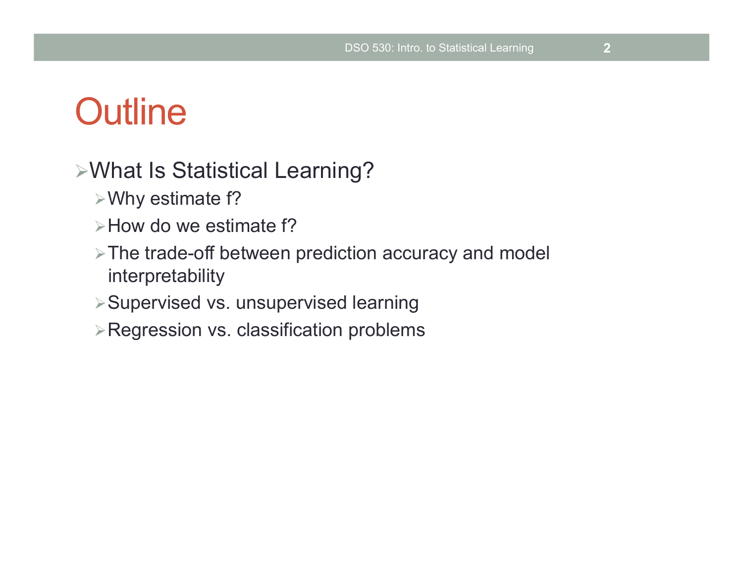# Outline

- What Is Statistical Learning?
  - Why estimate f?
  - How do we estimate f?
  - The trade-off between prediction accuracy and model interpretability
  - Supervised vs. unsupervised learning
  - Regression vs. classification problems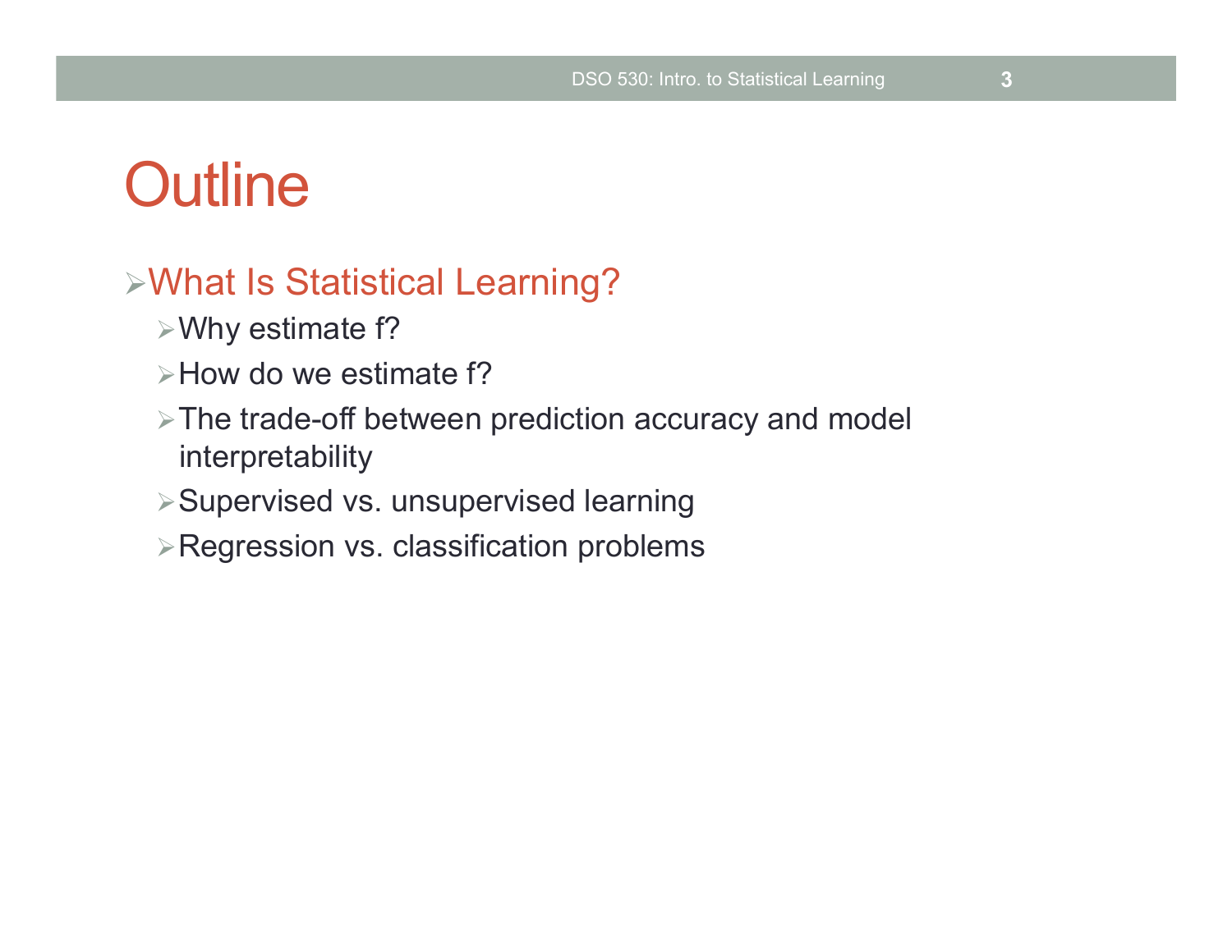# Outline

- What Is Statistical Learning?
  - Why estimate f?
  - How do we estimate f?
  - The trade-off between prediction accuracy and model interpretability
  - Supervised vs. unsupervised learning
  - Regression vs. classification problems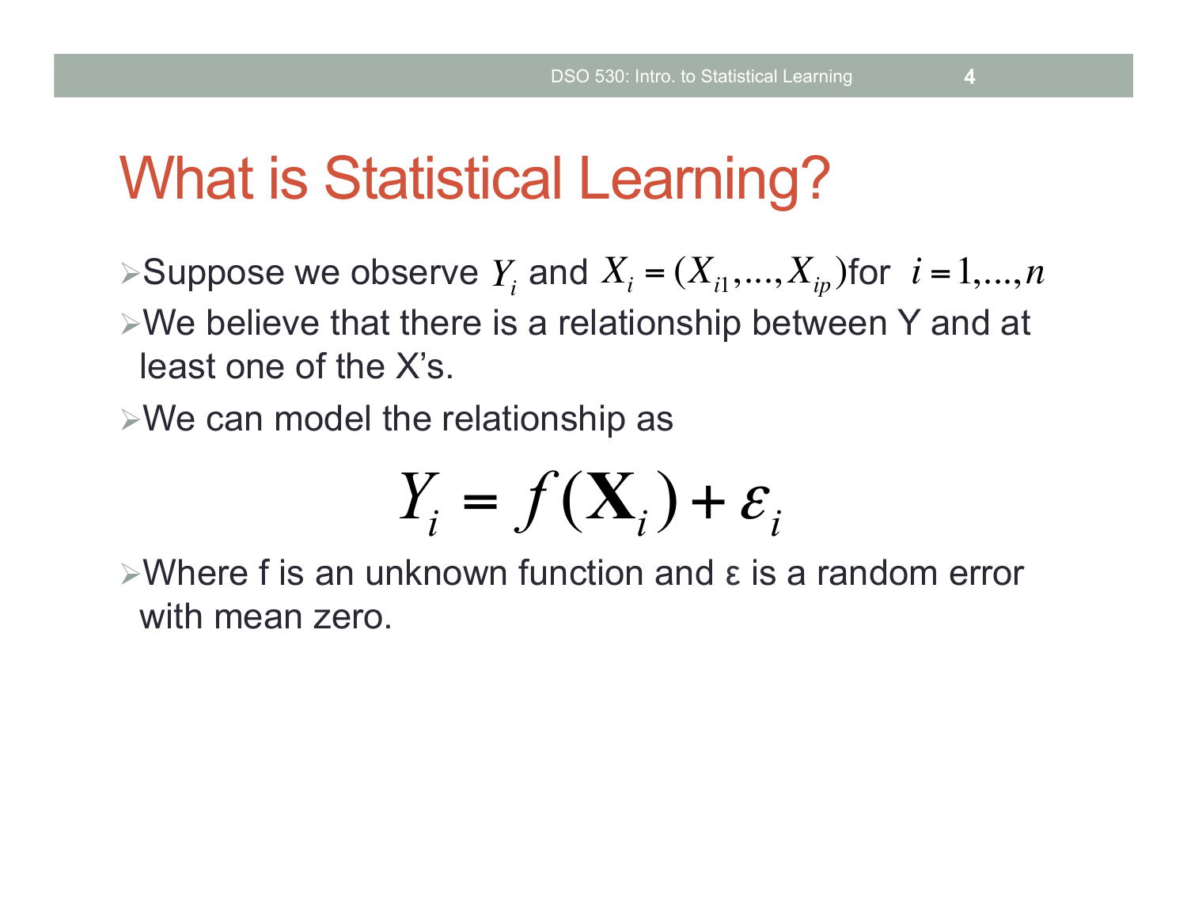# What is Statistical Learning?

- Suppose we observe $Y_i$ and $X_i = (X_{i1},\ldots,X_{ip})$ for $i = 1,\ldots,n$
- We believe that there is a relationship between Y and at least one of the X's.
- We can model the relationship as

$$Y_i = f(\mathbf{X}_i) + \varepsilon_i$$

- Where f is an unknown function and ε is a random error with mean zero.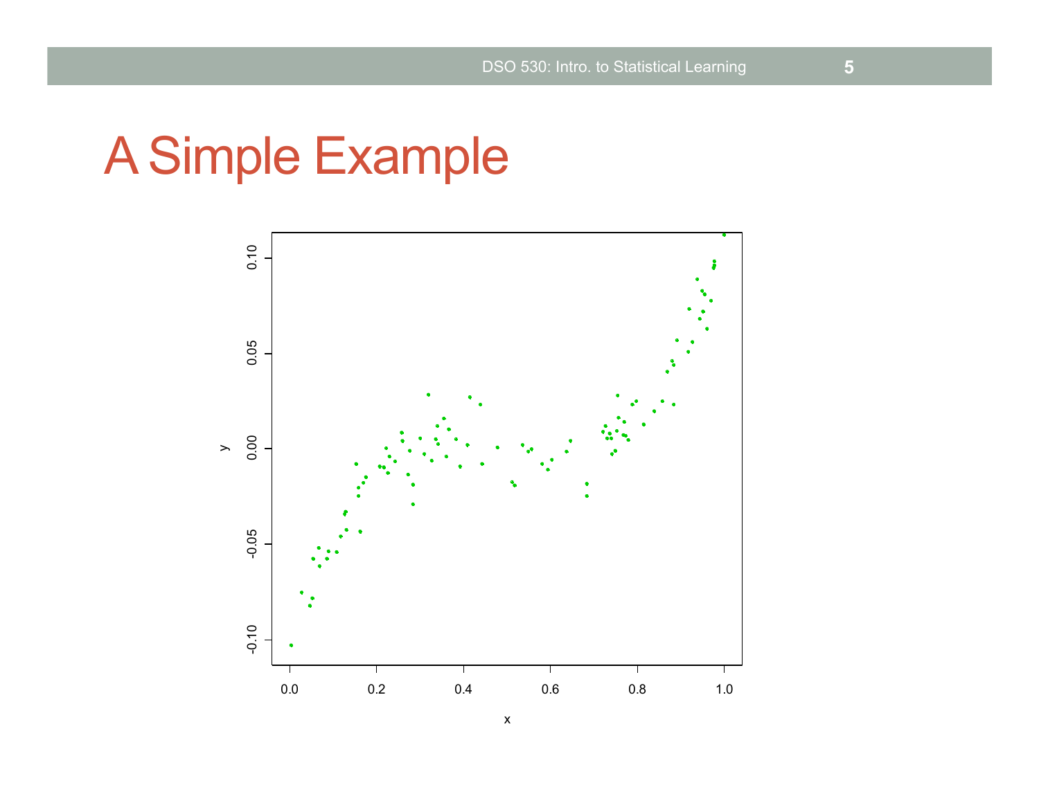# A Simple Example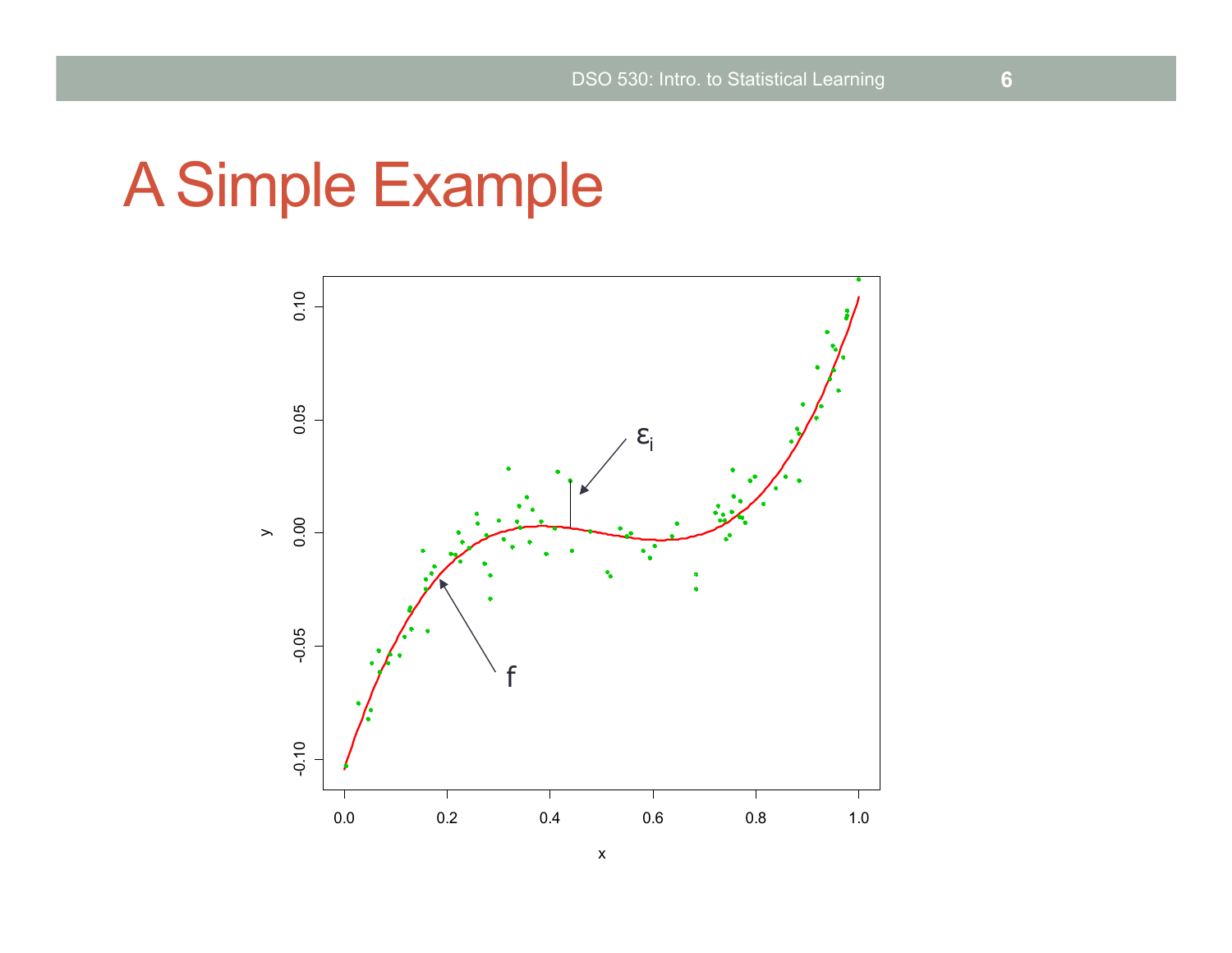# A Simple Example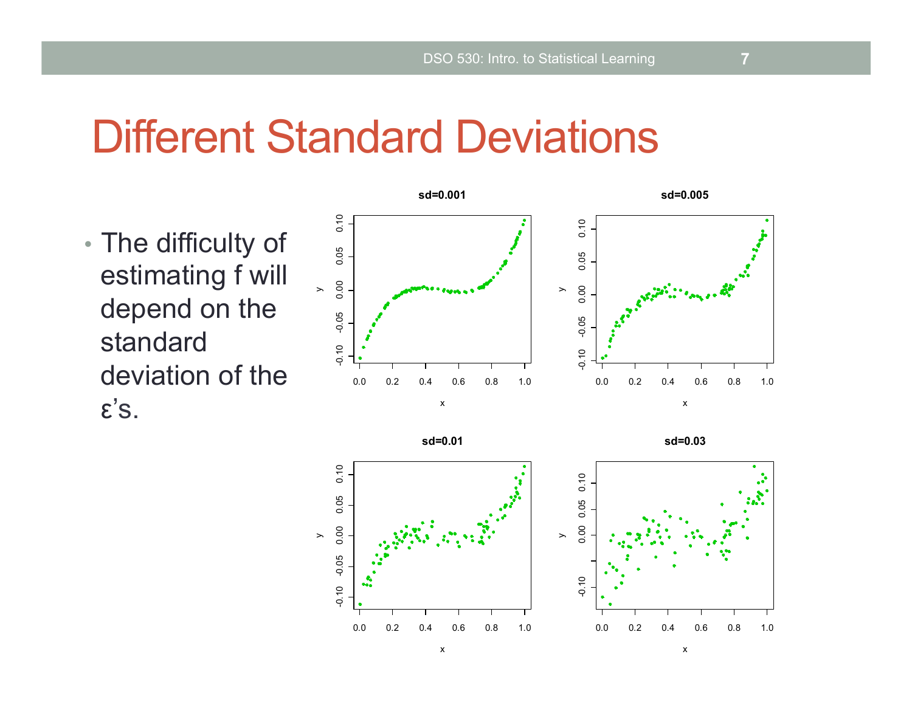# Different Standard Deviations

- The difficulty of estimating f will depend on the standard deviation of the ε's.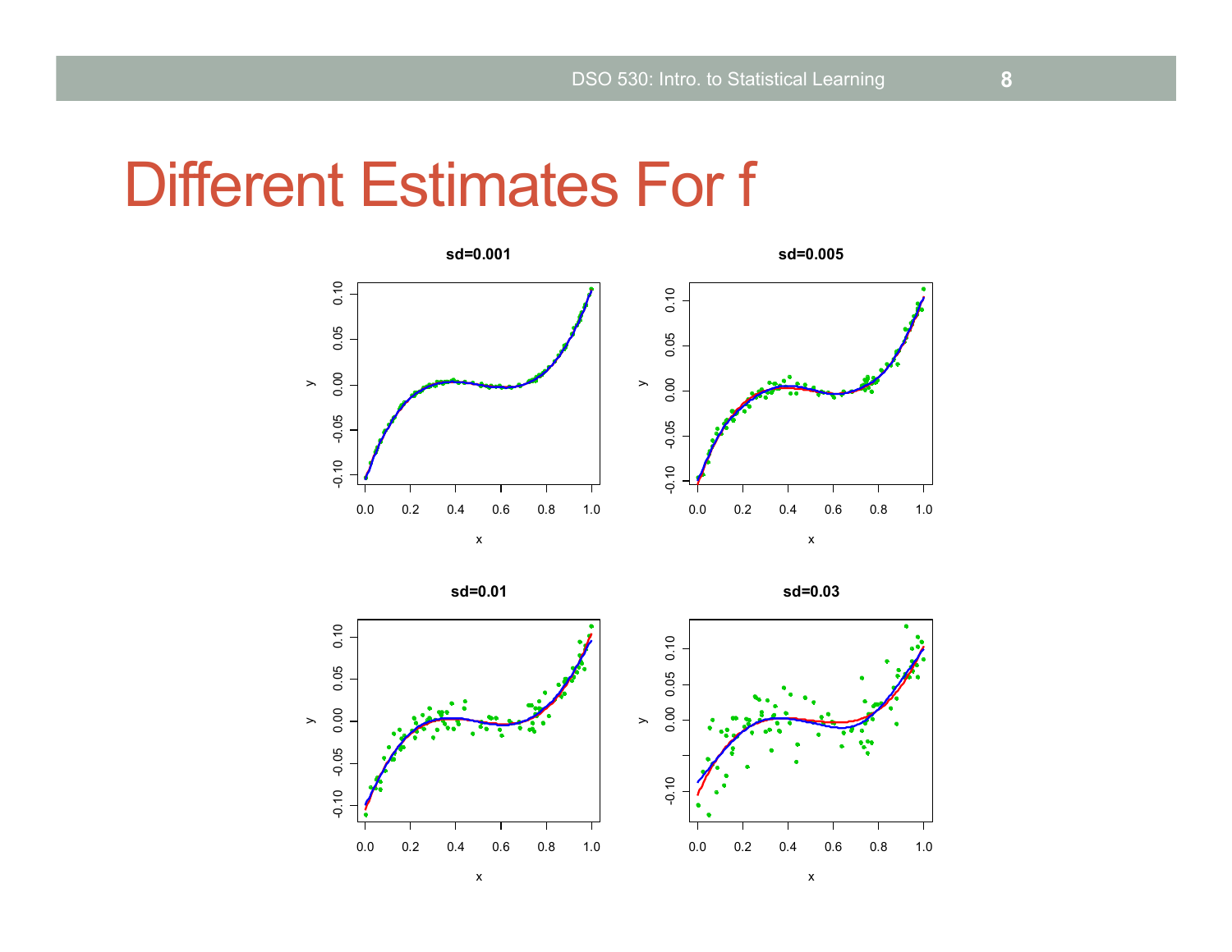# Different Estimates For f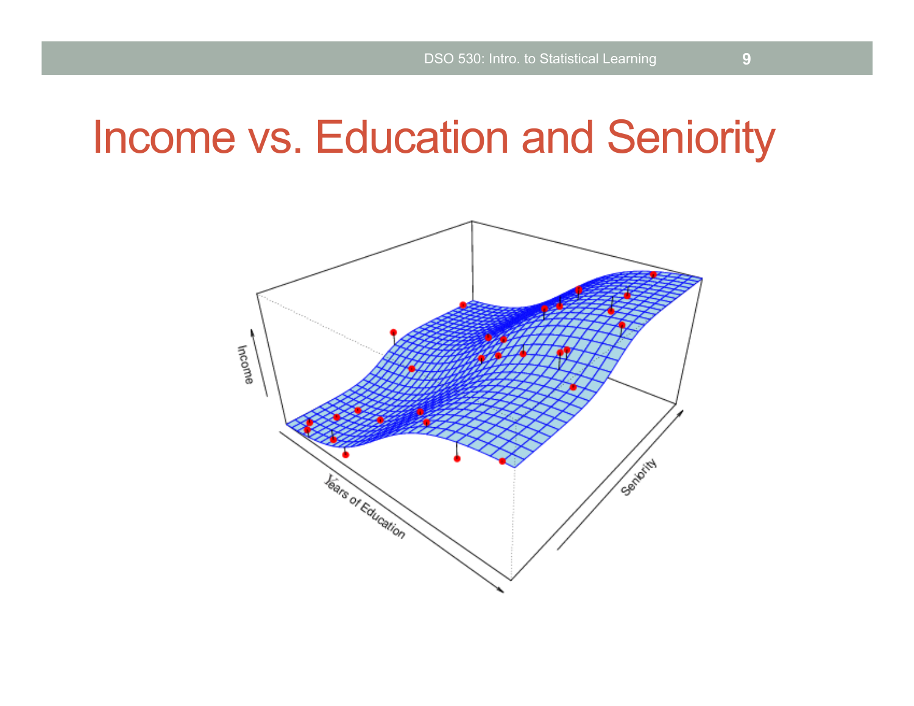# Income vs. Education and Seniority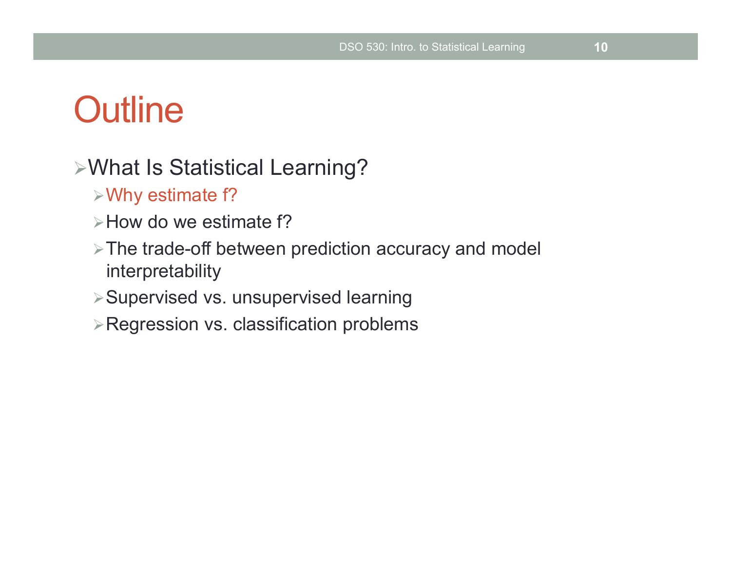# Outline

- What Is Statistical Learning?
  - Why estimate f?
  - How do we estimate f?
  - The trade-off between prediction accuracy and model interpretability
  - Supervised vs. unsupervised learning
  - Regression vs. classification problems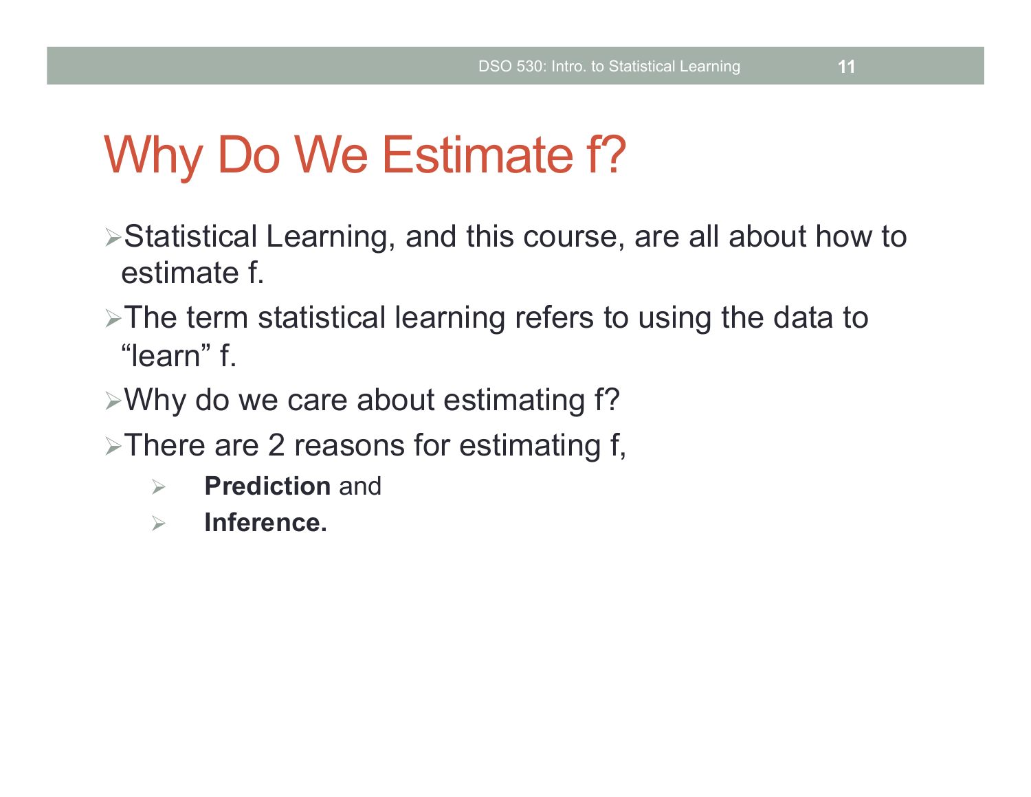# Why Do We Estimate f?

- Statistical Learning, and this course, are all about how to estimate f.
- The term statistical learning refers to using the data to "learn" f.
- Why do we care about estimating f?
- There are 2 reasons for estimating f,
  - **Prediction** and
  - **Inference.**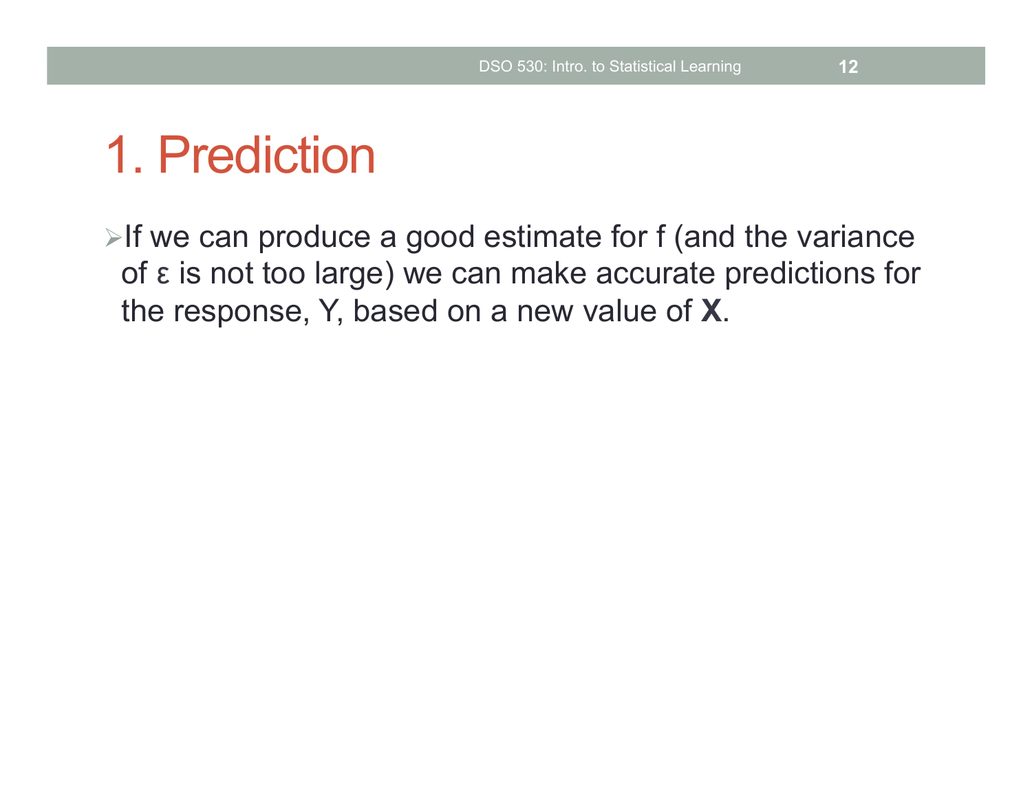# 1. Prediction

- If we can produce a good estimate for f (and the variance of $\varepsilon$ is not too large) we can make accurate predictions for the response, Y, based on a new value of **X**.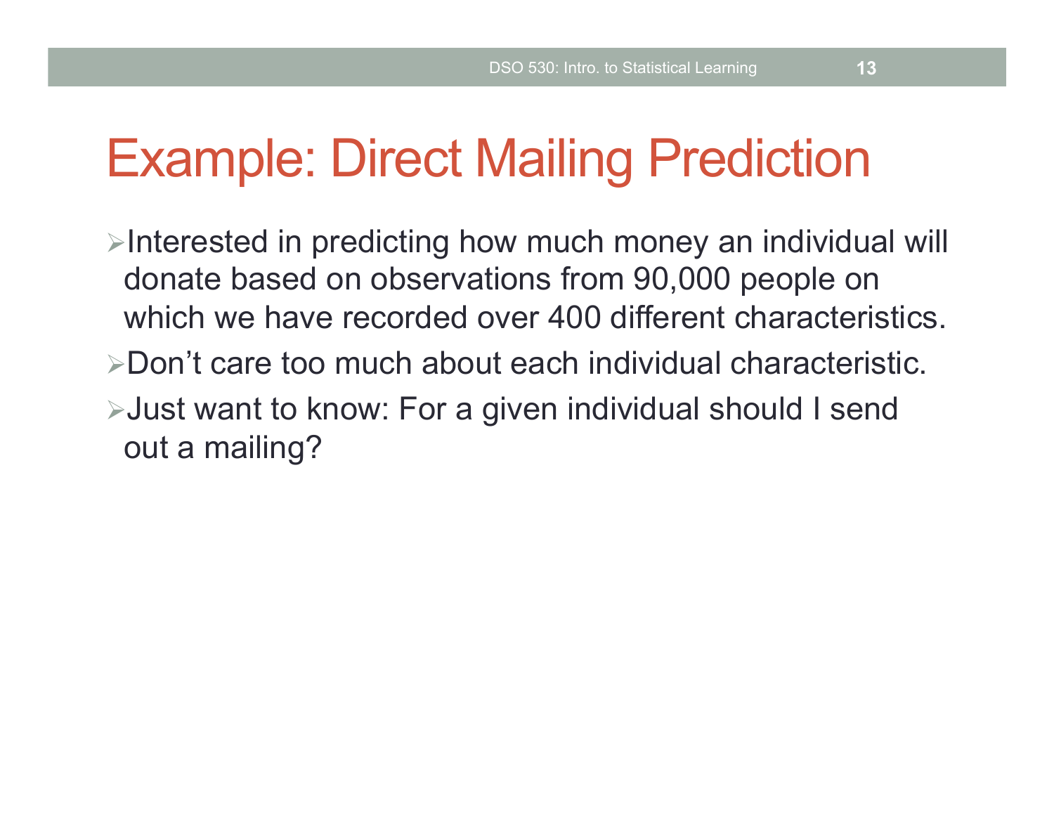# Example: Direct Mailing Prediction

- Interested in predicting how much money an individual will donate based on observations from 90,000 people on which we have recorded over 400 different characteristics.
- Don't care too much about each individual characteristic.
- Just want to know: For a given individual should I send out a mailing?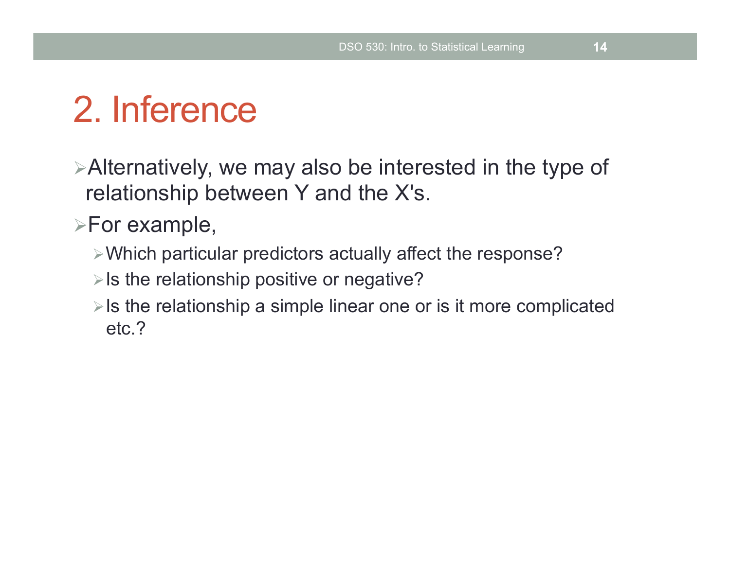# 2. Inference

- Alternatively, we may also be interested in the type of relationship between Y and the X's.
- For example,
  - Which particular predictors actually affect the response?
  - Is the relationship positive or negative?
  - Is the relationship a simple linear one or is it more complicated etc.?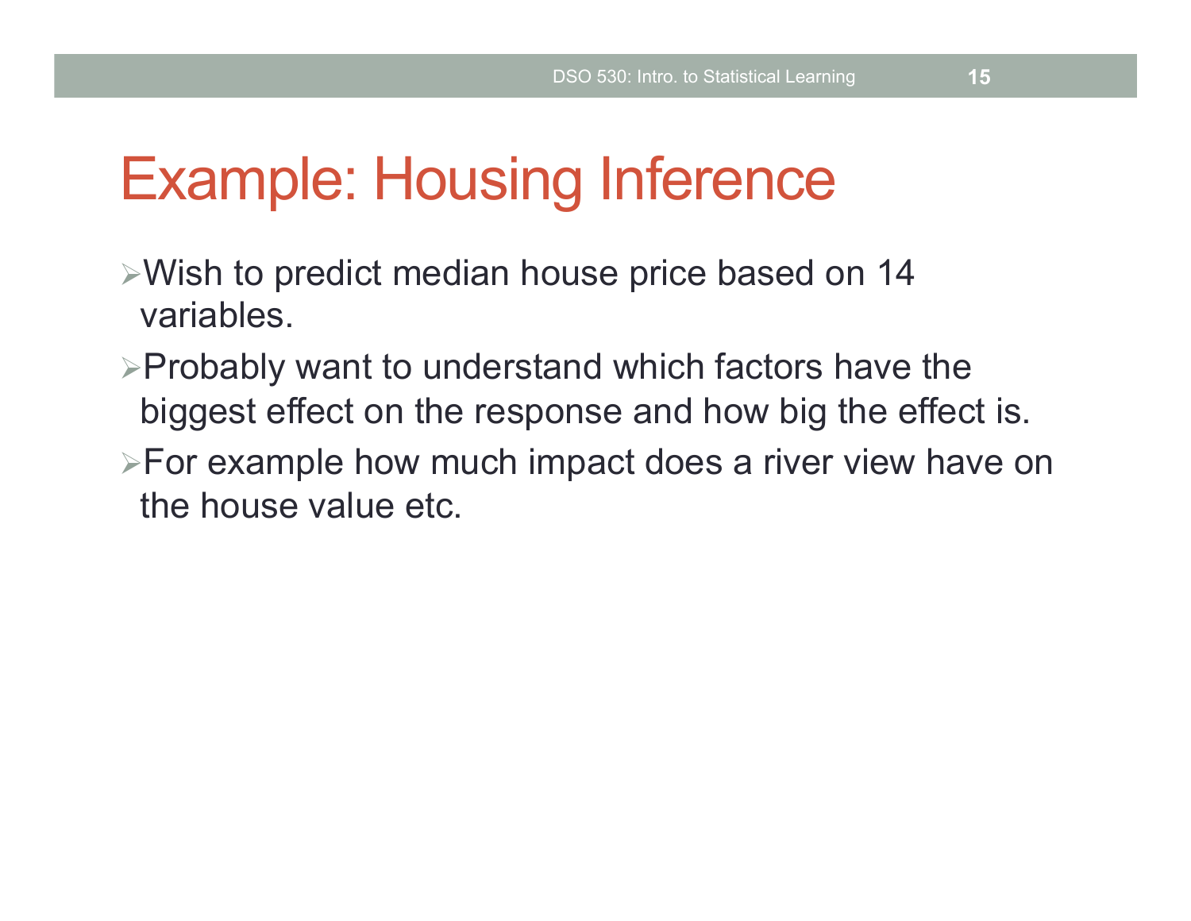# Example: Housing Inference

- Wish to predict median house price based on 14 variables.
- Probably want to understand which factors have the biggest effect on the response and how big the effect is.
- For example how much impact does a river view have on the house value etc.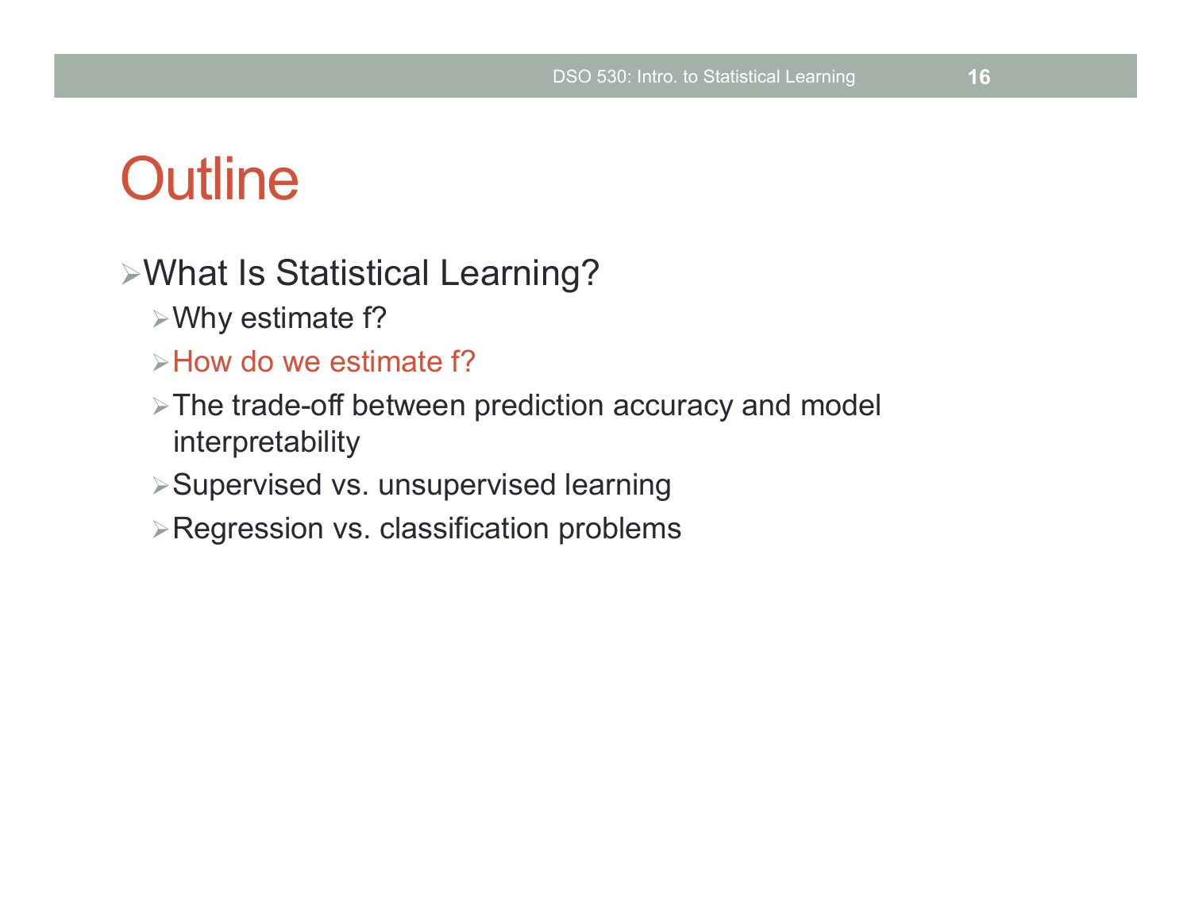# Outline

- What Is Statistical Learning?
  - Why estimate f?
  - How do we estimate f?
  - The trade-off between prediction accuracy and model interpretability
  - Supervised vs. unsupervised learning
  - Regression vs. classification problems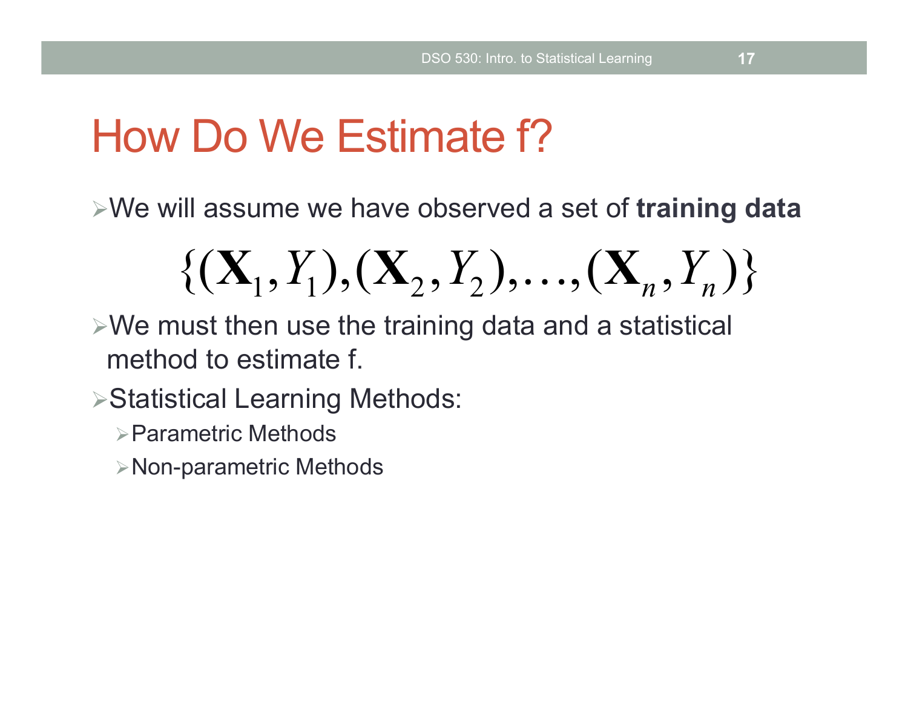# How Do We Estimate f?

- We will assume we have observed a set of **training data**

$$\{(\mathbf{X}_1, Y_1), (\mathbf{X}_2, Y_2), \ldots, (\mathbf{X}_n, Y_n)\}$$

- We must then use the training data and a statistical method to estimate f.
- Statistical Learning Methods:
  - Parametric Methods
  - Non-parametric Methods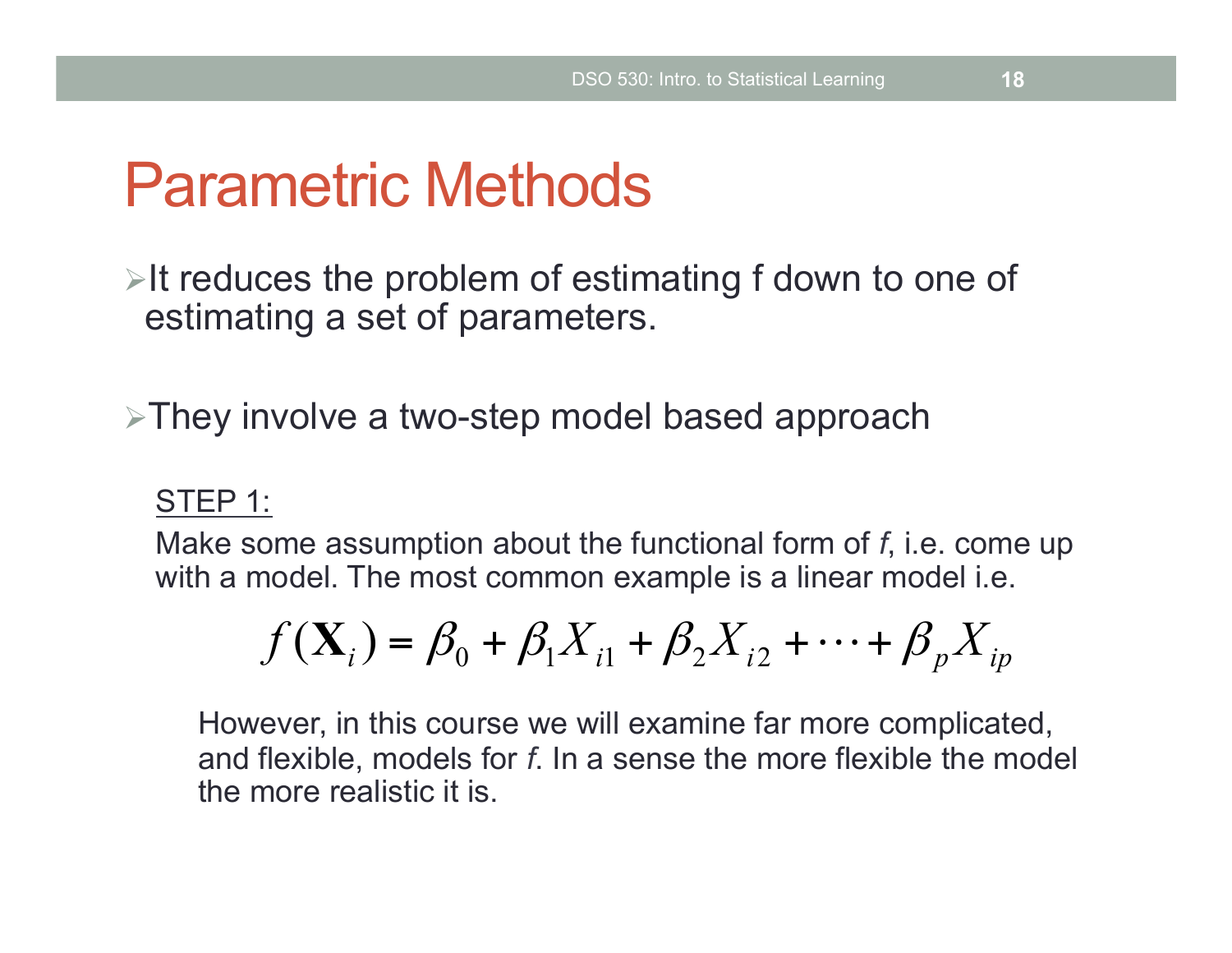# Parametric Methods

- It reduces the problem of estimating f down to one of estimating a set of parameters.

- They involve a two-step model based approach

STEP 1:

Make some assumption about the functional form of *f*, i.e. come up with a model. The most common example is a linear model i.e.

$$f(\mathbf{X}_i) = \beta_0 + \beta_1 X_{i1} + \beta_2 X_{i2} + \cdots + \beta_p X_{ip}$$

However, in this course we will examine far more complicated, and flexible, models for *f*. In a sense the more flexible the model the more realistic it is.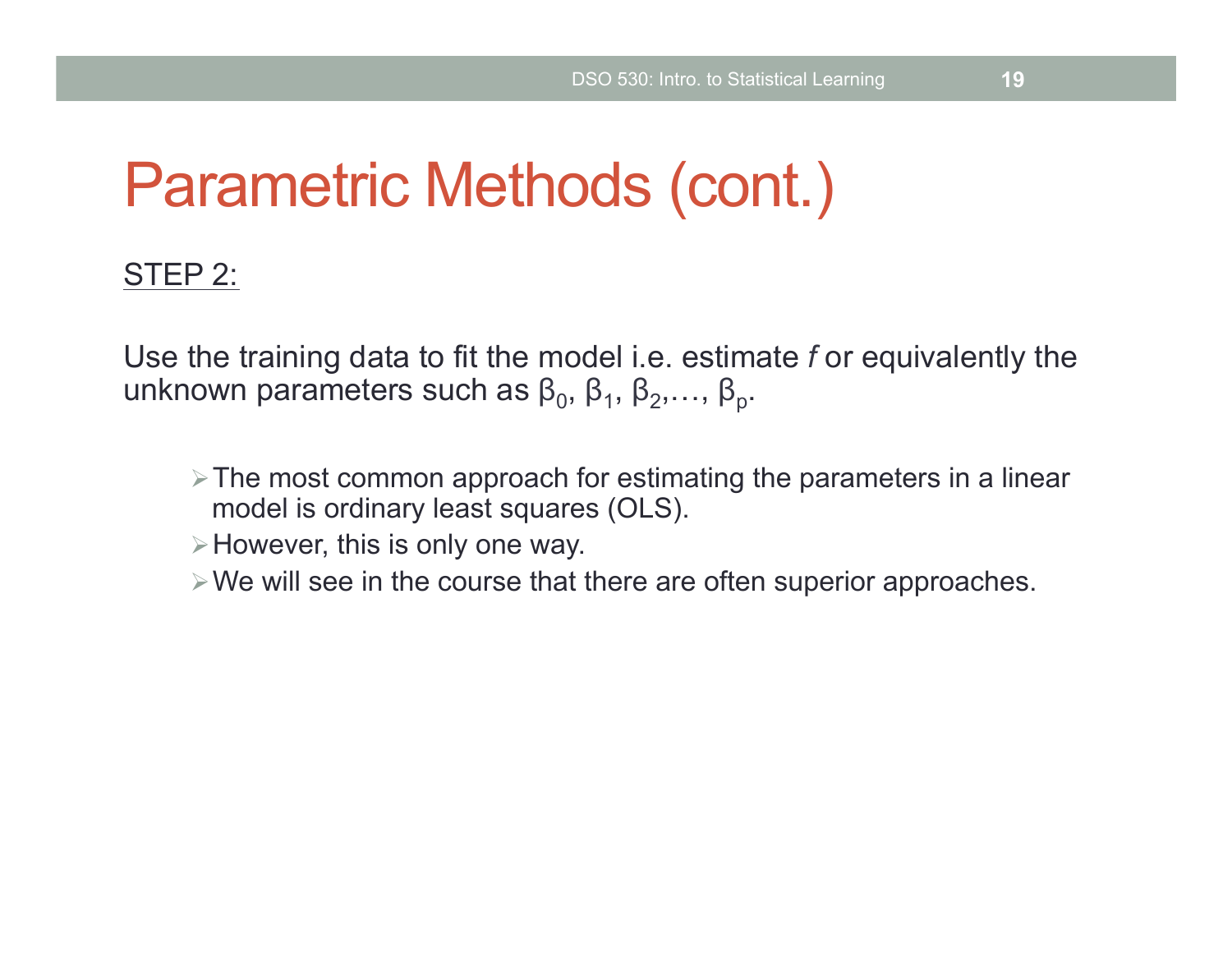# Parametric Methods (cont.)

STEP 2:

Use the training data to fit the model i.e. estimate *f* or equivalently the unknown parameters such as $\beta_0$, $\beta_1$, $\beta_2$,…, $\beta_p$.

- The most common approach for estimating the parameters in a linear model is ordinary least squares (OLS).
- However, this is only one way.
- We will see in the course that there are often superior approaches.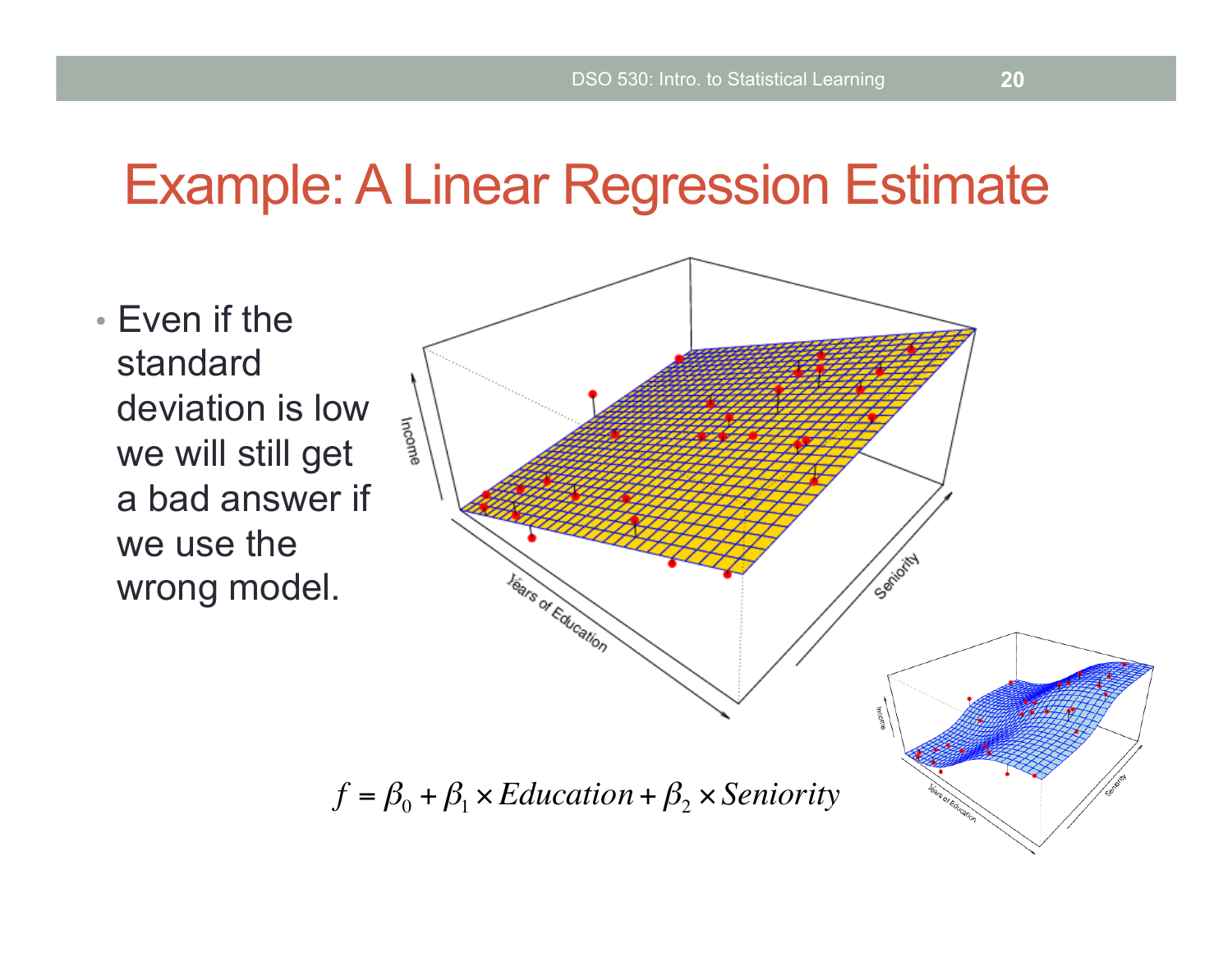# Example: A Linear Regression Estimate

- Even if the standard deviation is low we will still get a bad answer if we use the wrong model.

$$f = \beta_0 + \beta_1 \times Education + \beta_2 \times Seniority$$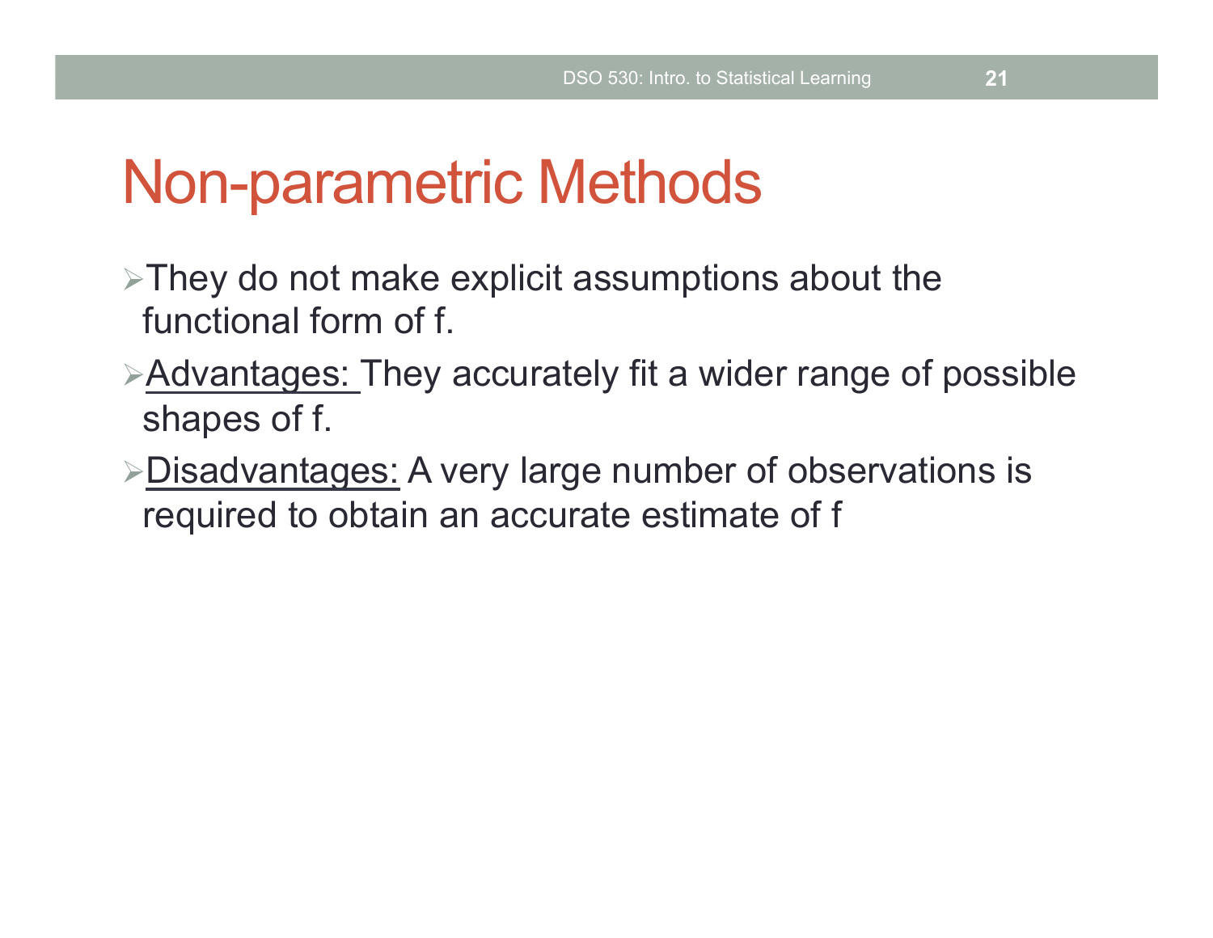# Non-parametric Methods

- They do not make explicit assumptions about the functional form of f.
- Advantages: They accurately fit a wider range of possible shapes of f.
- Disadvantages: A very large number of observations is required to obtain an accurate estimate of f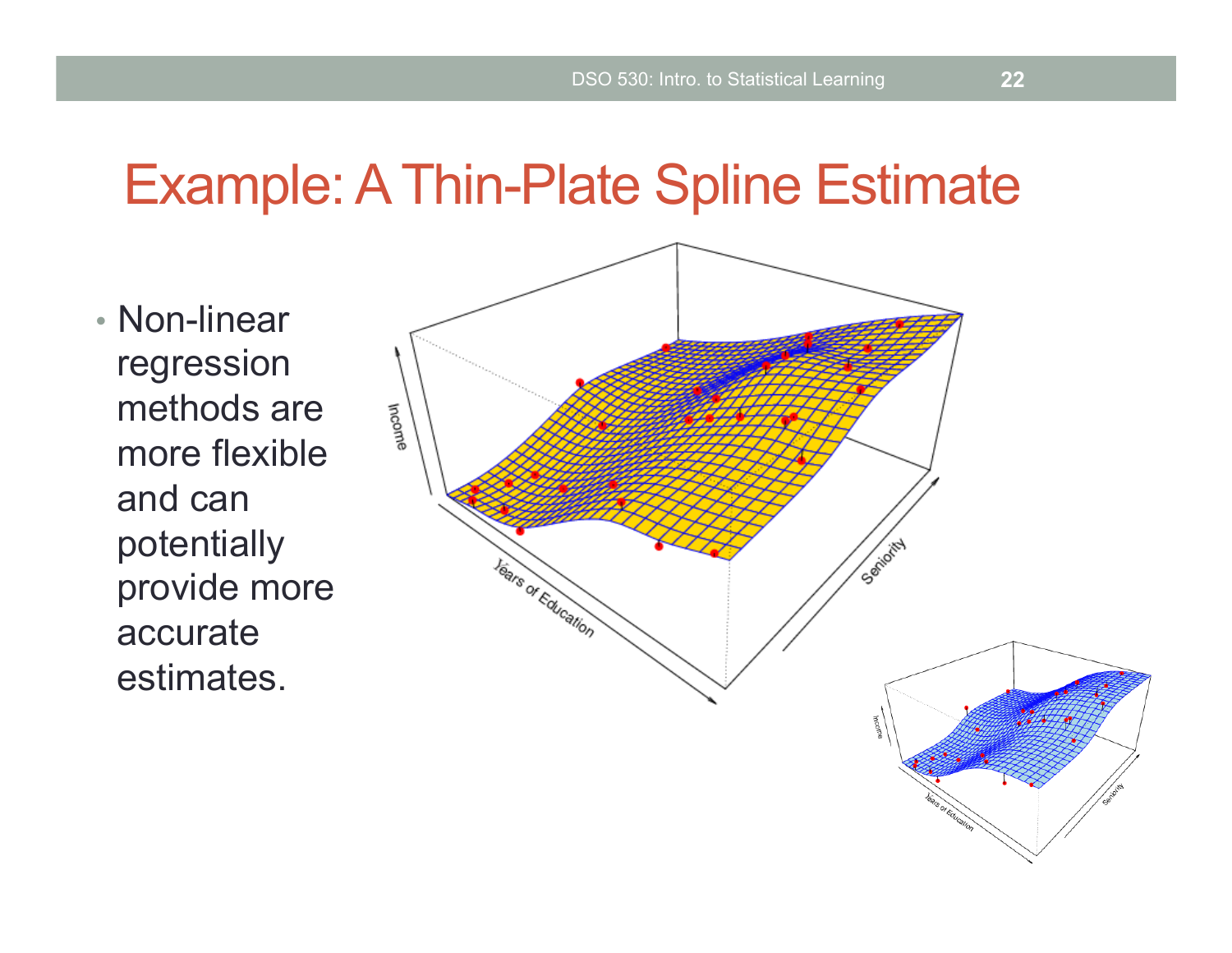# Example: A Thin-Plate Spline Estimate

- Non-linear regression methods are more flexible and can potentially provide more accurate estimates.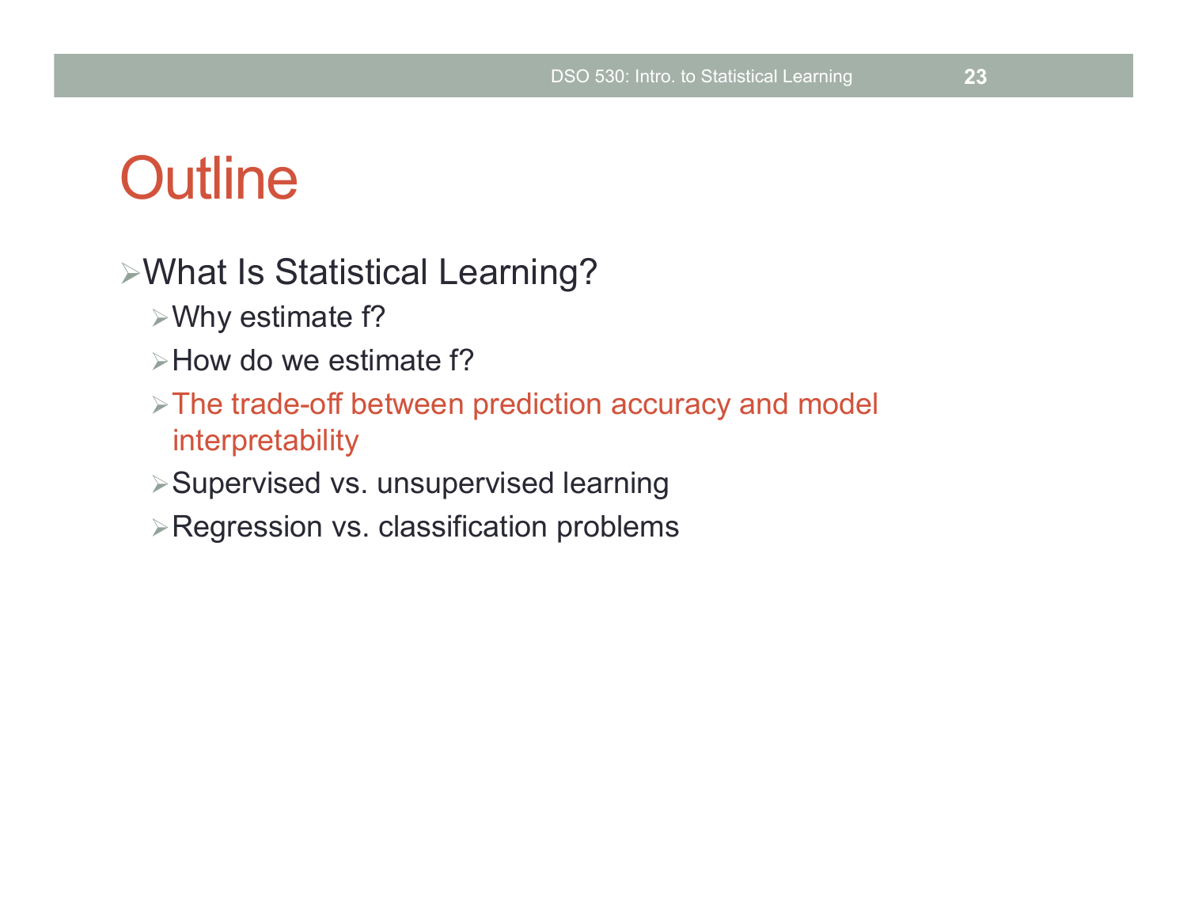# Outline

- What Is Statistical Learning?
  - Why estimate f?
  - How do we estimate f?
  - The trade-off between prediction accuracy and model interpretability
  - Supervised vs. unsupervised learning
  - Regression vs. classification problems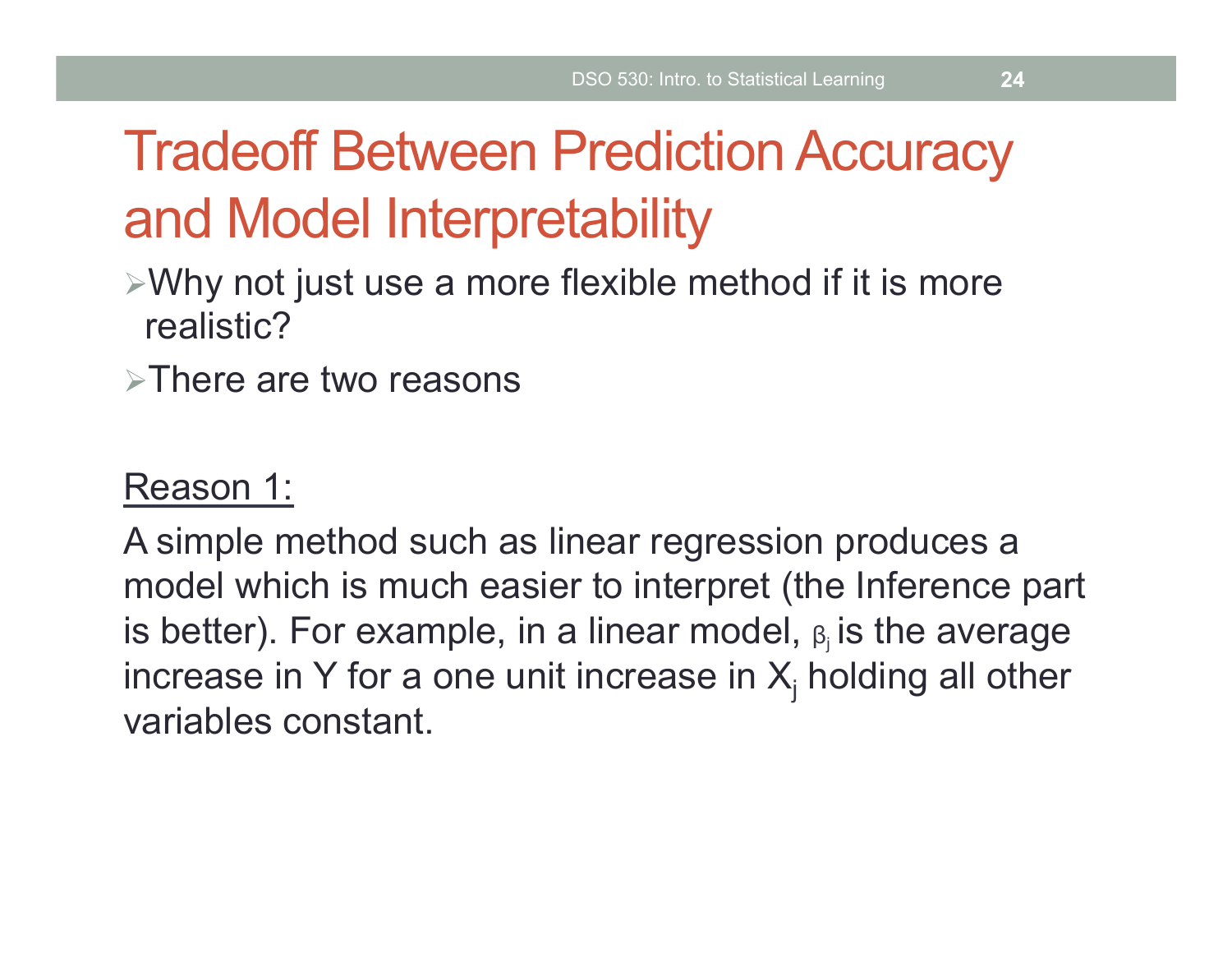# Tradeoff Between Prediction Accuracy and Model Interpretability

- Why not just use a more flexible method if it is more realistic?
- There are two reasons

<u>Reason 1:</u>

A simple method such as linear regression produces a model which is much easier to interpret (the Inference part is better). For example, in a linear model, $\beta_j$ is the average increase in Y for a one unit increase in $X_j$ holding all other variables constant.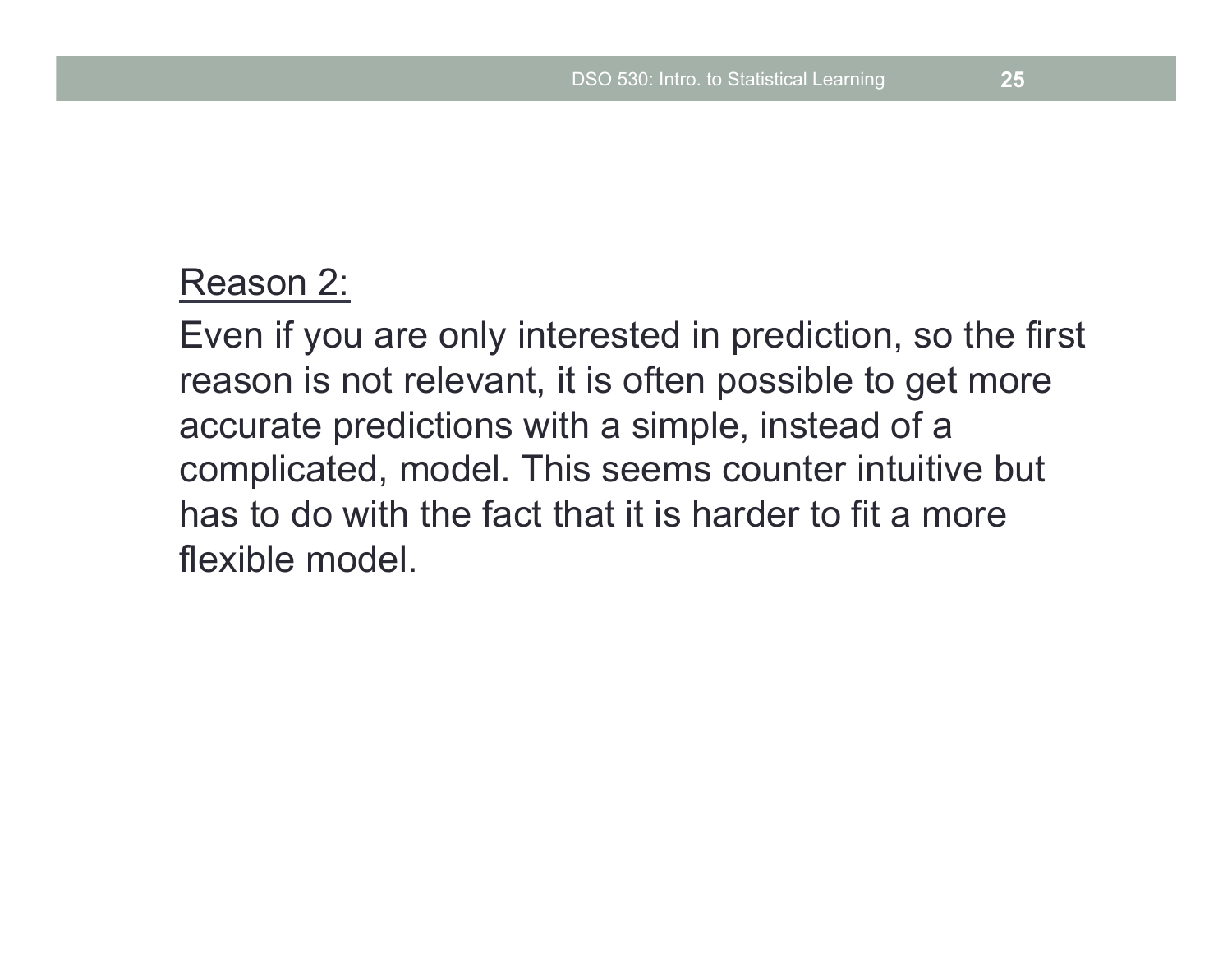Reason 2:

Even if you are only interested in prediction, so the first reason is not relevant, it is often possible to get more accurate predictions with a simple, instead of a complicated, model. This seems counter intuitive but has to do with the fact that it is harder to fit a more flexible model.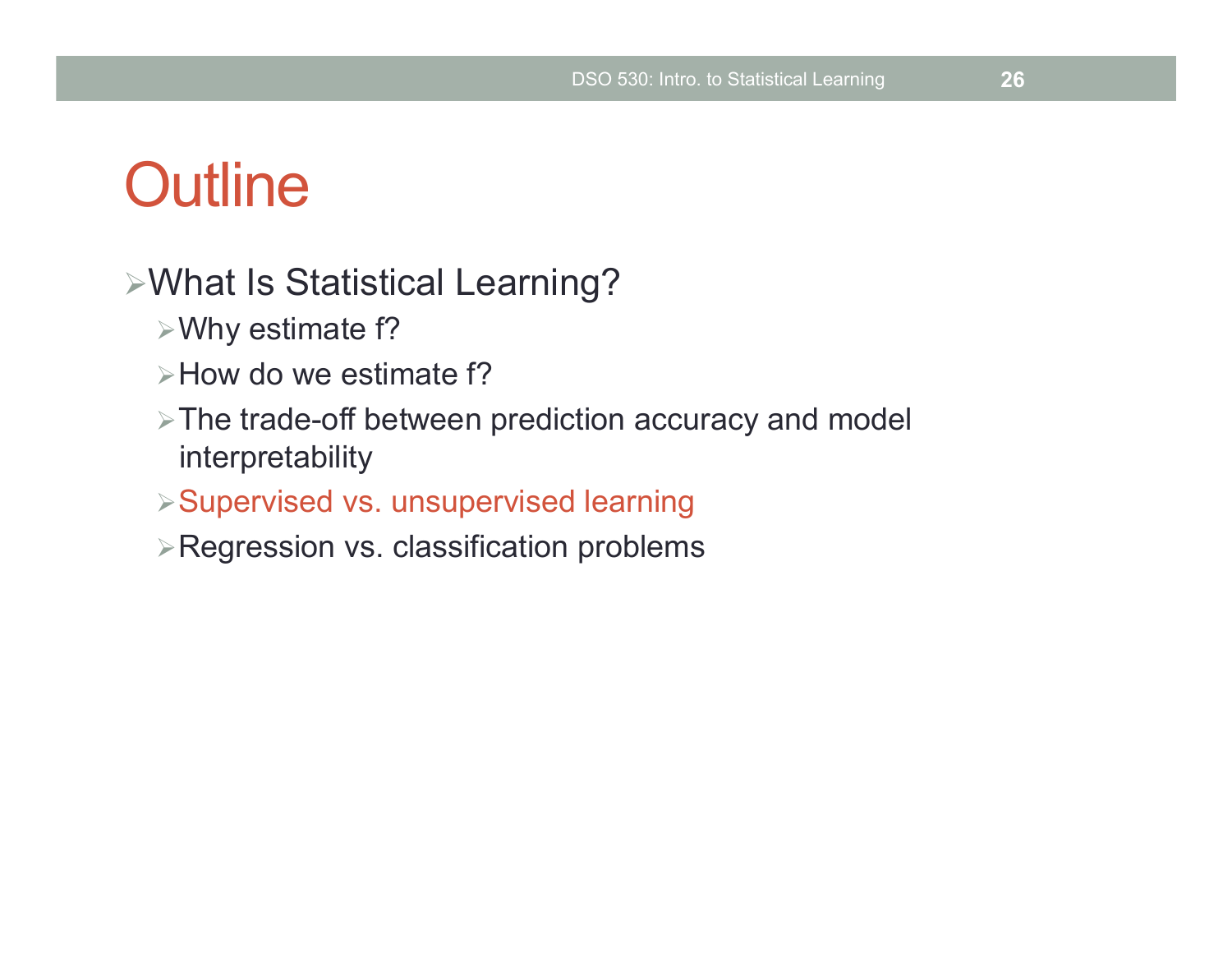# Outline

- What Is Statistical Learning?
  - Why estimate f?
  - How do we estimate f?
  - The trade-off between prediction accuracy and model interpretability
  - Supervised vs. unsupervised learning
  - Regression vs. classification problems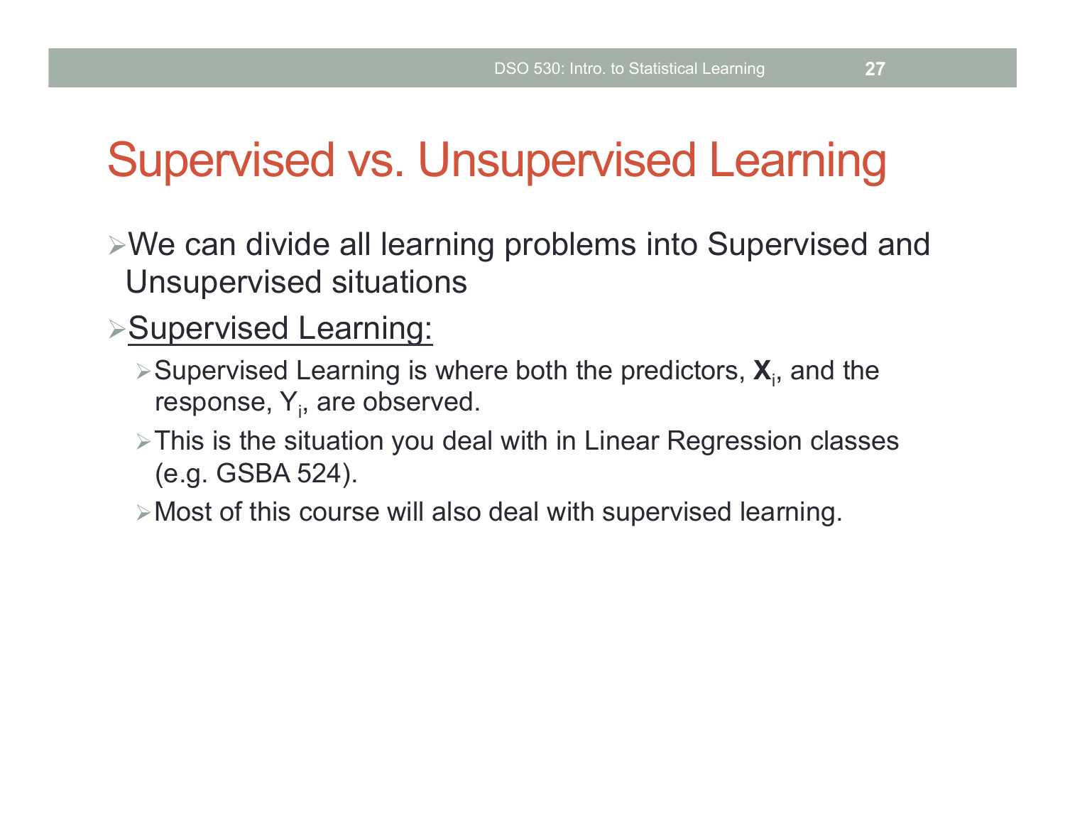# Supervised vs. Unsupervised Learning

- We can divide all learning problems into Supervised and Unsupervised situations
- <u>Supervised Learning:</u>
  - Supervised Learning is where both the predictors, $\mathbf{X}_i$, and the response, $Y_i$, are observed.
  - This is the situation you deal with in Linear Regression classes (e.g. GSBA 524).
  - Most of this course will also deal with supervised learning.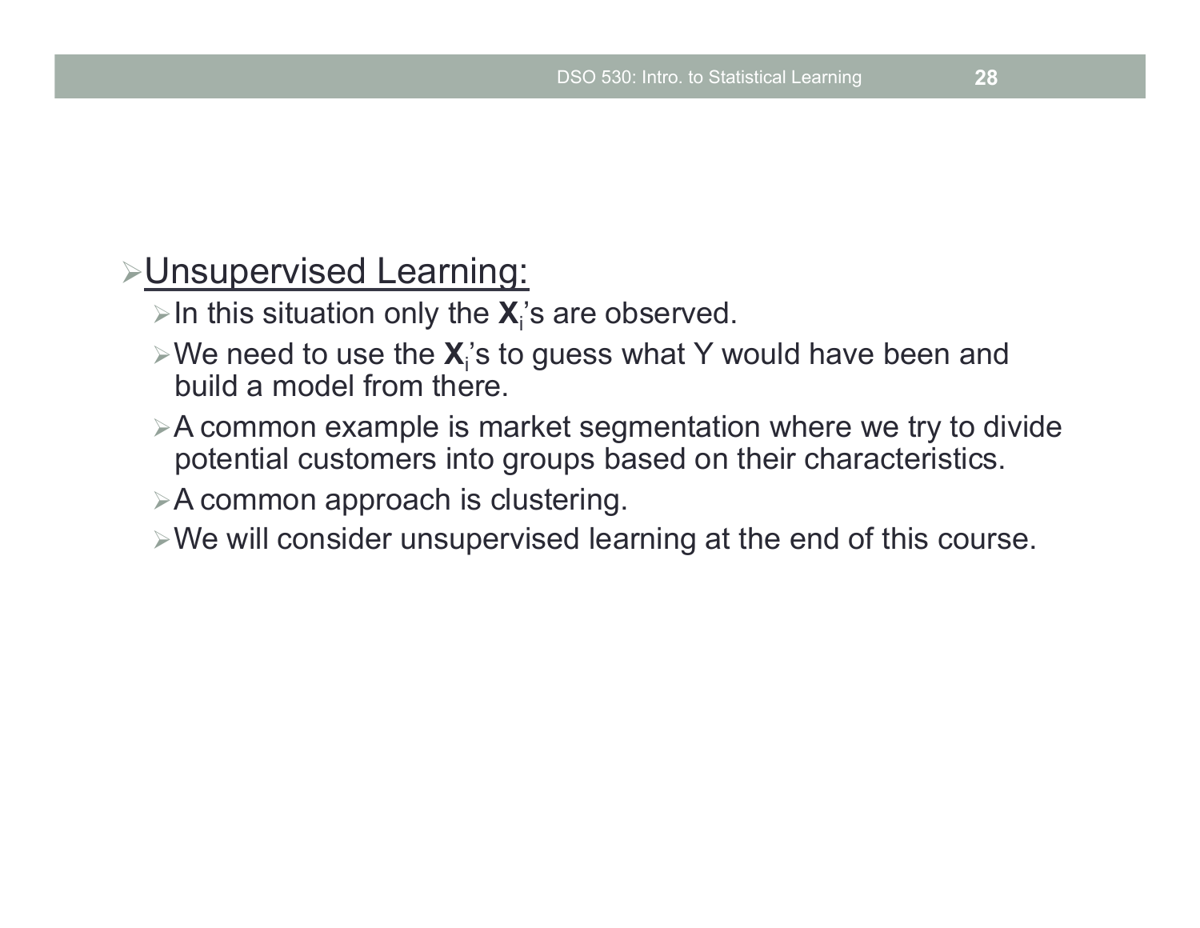- Unsupervised Learning:
  - In this situation only the $\mathbf{X}_i$'s are observed.
  - We need to use the $\mathbf{X}_i$'s to guess what Y would have been and build a model from there.
  - A common example is market segmentation where we try to divide potential customers into groups based on their characteristics.
  - A common approach is clustering.
  - We will consider unsupervised learning at the end of this course.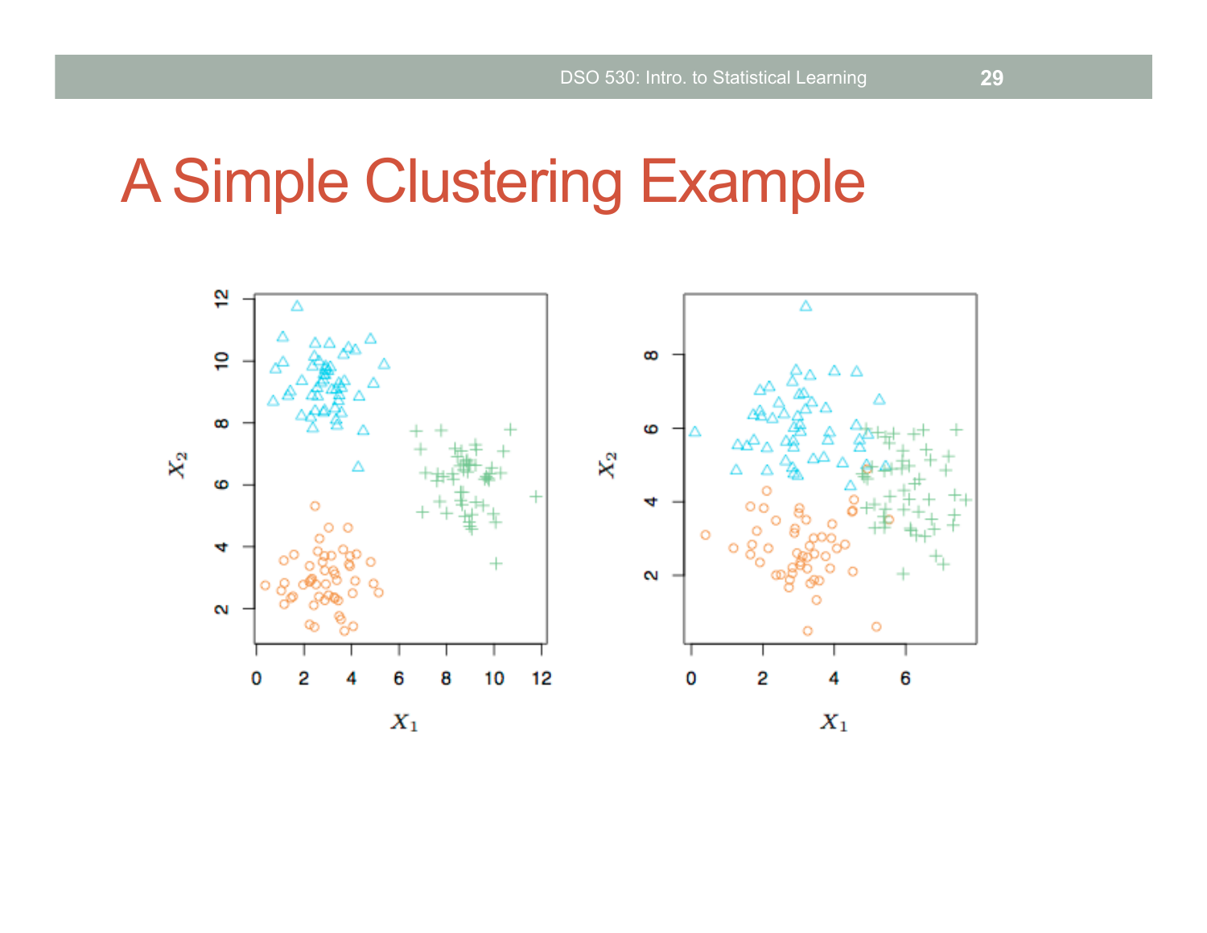# A Simple Clustering Example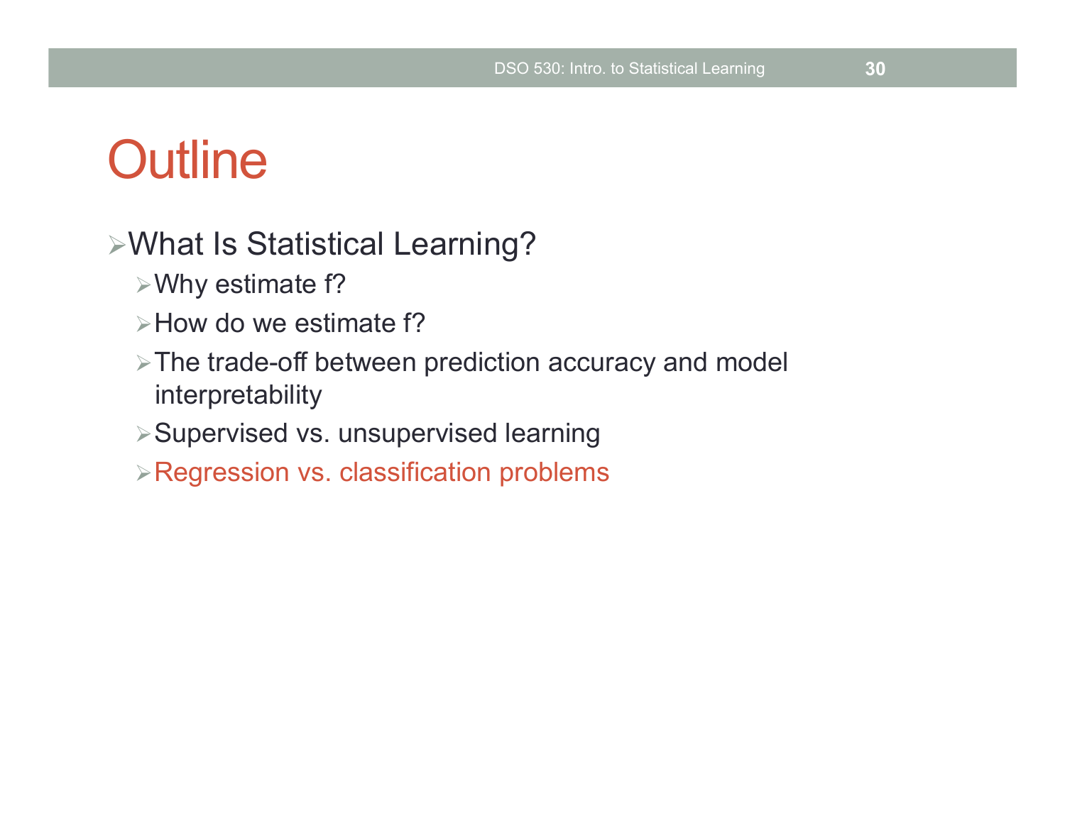# Outline

- What Is Statistical Learning?
  - Why estimate f?
  - How do we estimate f?
  - The trade-off between prediction accuracy and model interpretability
  - Supervised vs. unsupervised learning
  - Regression vs. classification problems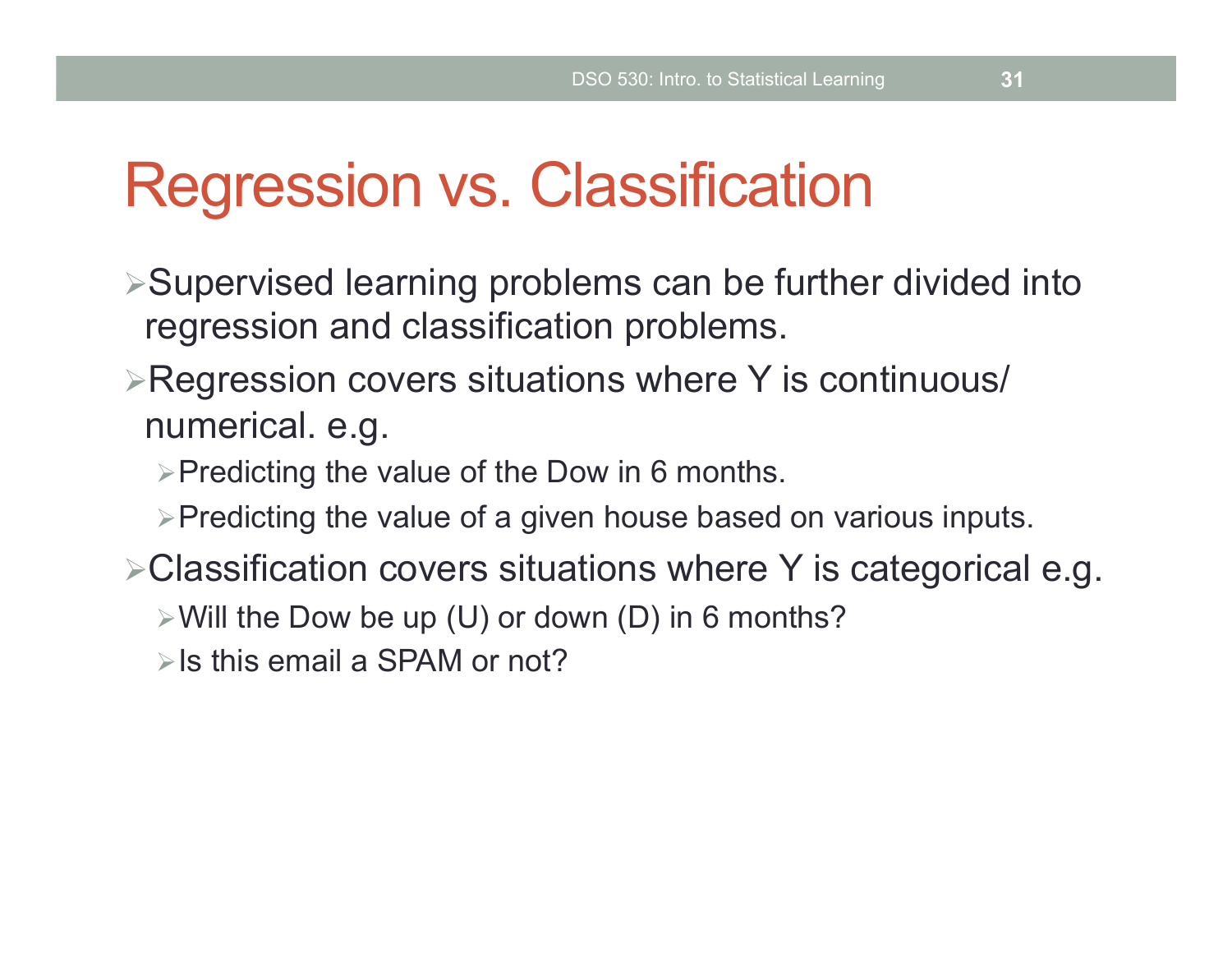# Regression vs. Classification

- Supervised learning problems can be further divided into regression and classification problems.
- Regression covers situations where Y is continuous/ numerical. e.g.
  - Predicting the value of the Dow in 6 months.
  - Predicting the value of a given house based on various inputs.
- Classification covers situations where Y is categorical e.g.
  - Will the Dow be up (U) or down (D) in 6 months?
  - Is this email a SPAM or not?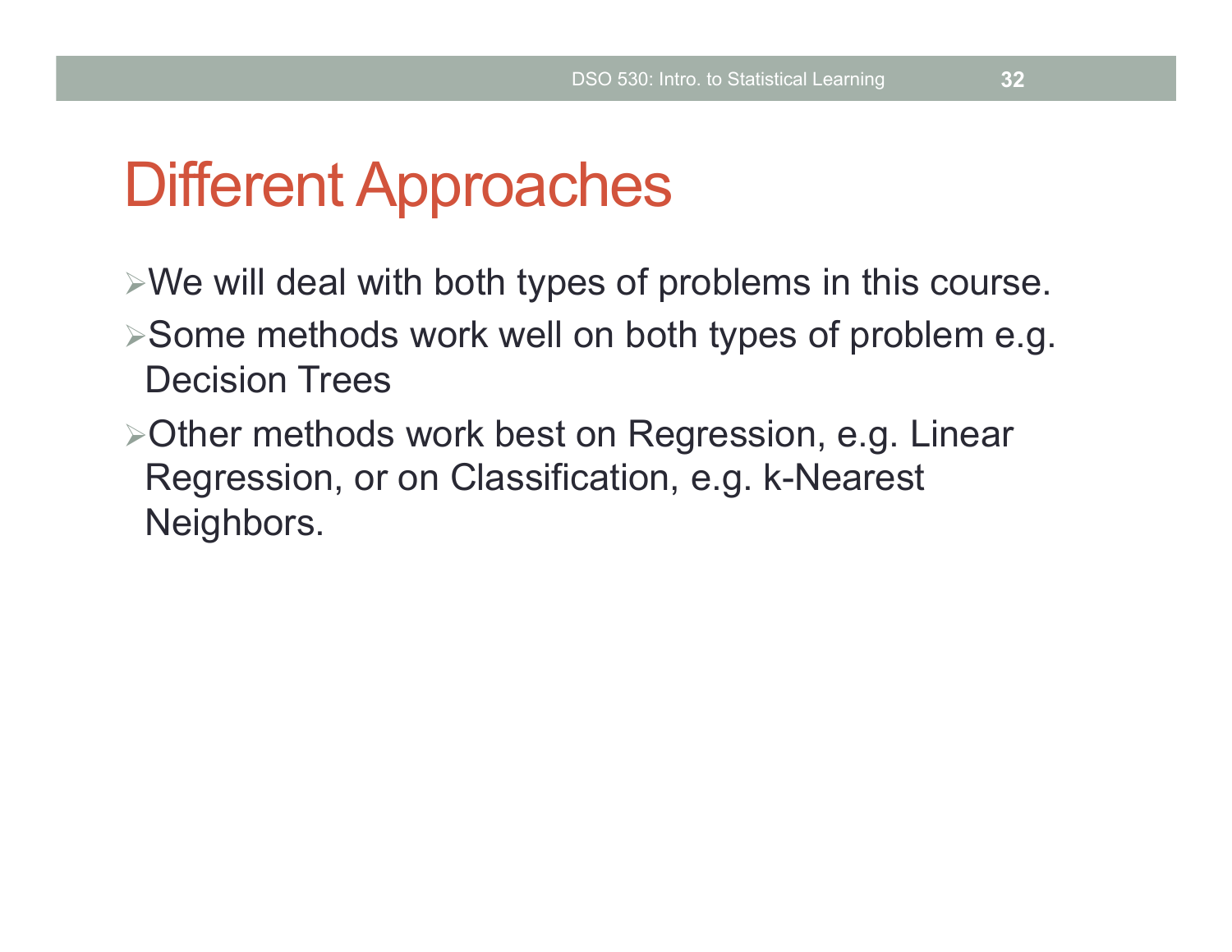# Different Approaches

- We will deal with both types of problems in this course.
- Some methods work well on both types of problem e.g. Decision Trees
- Other methods work best on Regression, e.g. Linear Regression, or on Classification, e.g. k-Nearest Neighbors.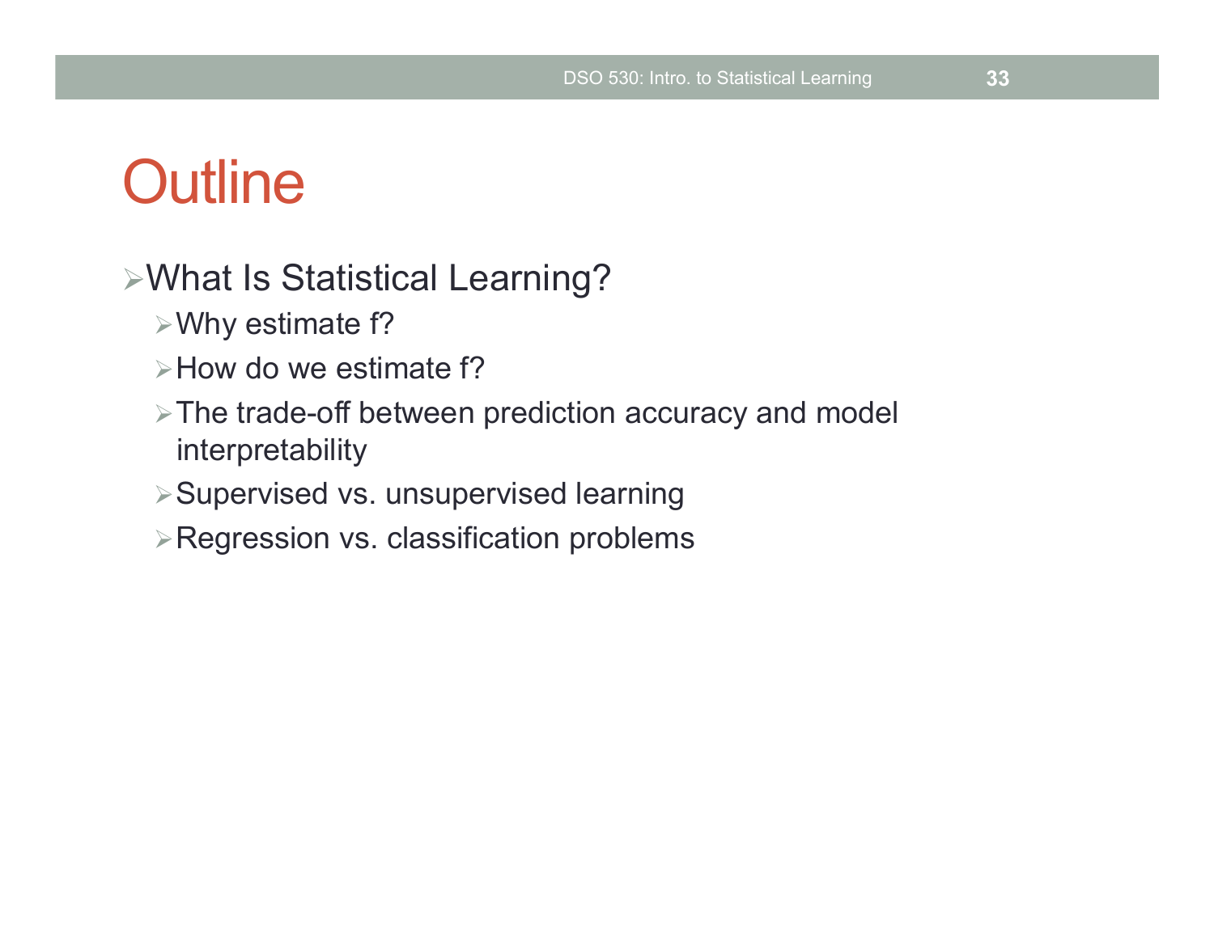# Outline

- What Is Statistical Learning?
  - Why estimate f?
  - How do we estimate f?
  - The trade-off between prediction accuracy and model interpretability
  - Supervised vs. unsupervised learning
  - Regression vs. classification problems